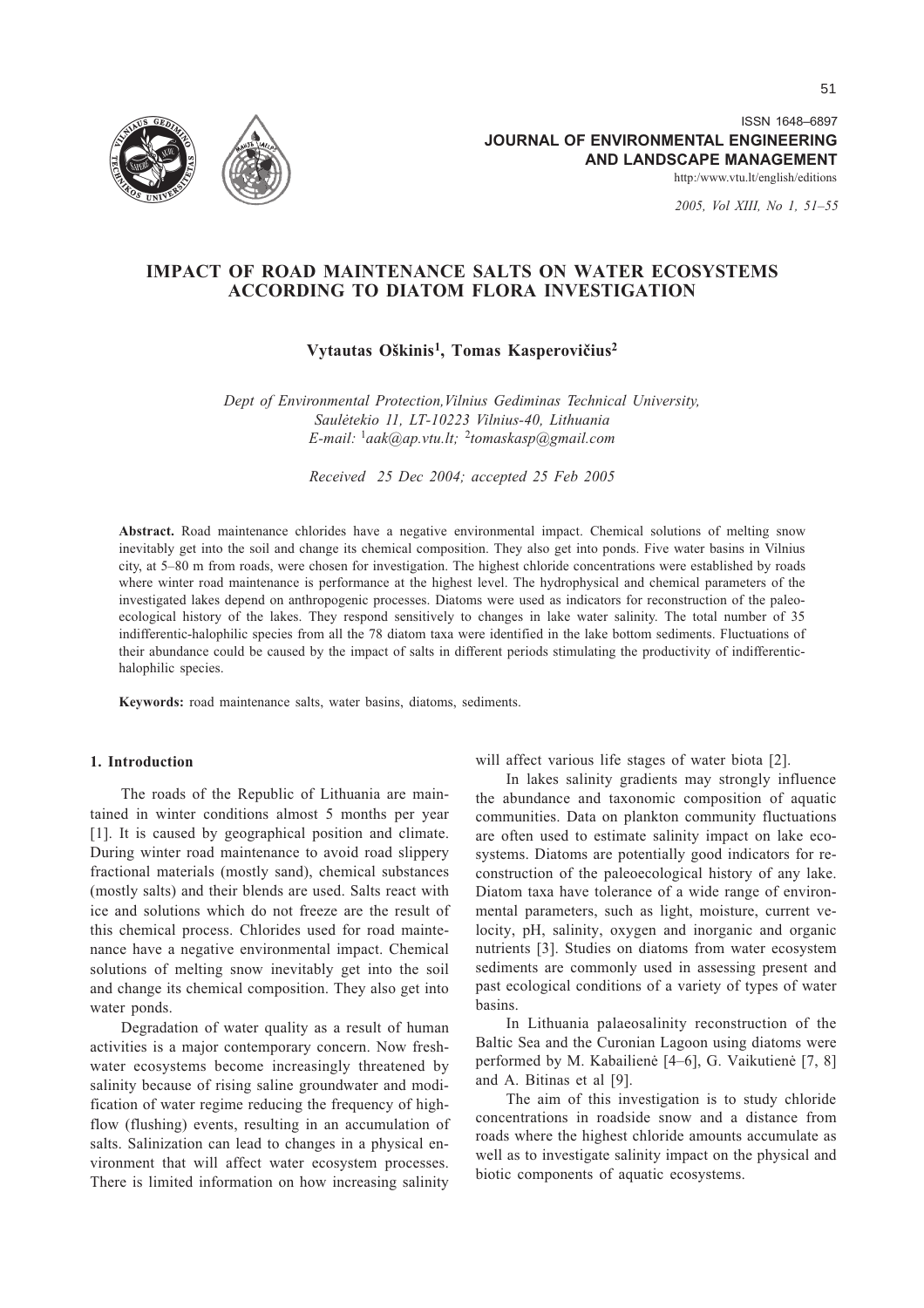# IMPACT OF ROAD MAINTENANCE SALTS ON WATER ECOSYSTEMS ACCORDING TO DIATOM FLORA INVESTIGATION

**Vytautas Oškinis[1], Tomas Kasperovičius[2]**

*Dept of Environmental Protection, Vilnius Gediminas Technical University, Saulėtekio 11, LT-10223 Vilnius-40, Lithuania*
*E-mail: [1]aak@ap.vtu.lt; [2]tomaskasp@gmail.com*

*Received 25 Dec 2004; accepted 25 Feb 2005*

**Abstract.** Road maintenance chlorides have a negative environmental impact. Chemical solutions of melting snow inevitably get into the soil and change its chemical composition. They also get into ponds. Five water basins in Vilnius city, at 5–80 m from roads, were chosen for investigation. The highest chloride concentrations were established by roads where winter road maintenance is performance at the highest level. The hydrophysical and chemical parameters of the investigated lakes depend on anthropogenic processes. Diatoms were used as indicators for reconstruction of the paleoecological history of the lakes. They respond sensitively to changes in lake water salinity. The total number of 35 indifferentic-halophilic species from all the 78 diatom taxa were identified in the lake bottom sediments. Fluctuations of their abundance could be caused by the impact of salts in different periods stimulating the productivity of indifferentic-halophilic species.

**Keywords:** road maintenance salts, water basins, diatoms, sediments.

## 1. Introduction

The roads of the Republic of Lithuania are maintained in winter conditions almost 5 months per year [1]. It is caused by geographical position and climate. During winter road maintenance to avoid road slippery fractional materials (mostly sand), chemical substances (mostly salts) and their blends are used. Salts react with ice and solutions which do not freeze are the result of this chemical process. Chlorides used for road maintenance have a negative environmental impact. Chemical solutions of melting snow inevitably get into the soil and change its chemical composition. They also get into water ponds.

Degradation of water quality as a result of human activities is a major contemporary concern. Now freshwater ecosystems become increasingly threatened by salinity because of rising saline groundwater and modification of water regime reducing the frequency of high-flow (flushing) events, resulting in an accumulation of salts. Salinization can lead to changes in a physical environment that will affect water ecosystem processes. There is limited information on how increasing salinity will affect various life stages of water biota [2].

In lakes salinity gradients may strongly influence the abundance and taxonomic composition of aquatic communities. Data on plankton community fluctuations are often used to estimate salinity impact on lake ecosystems. Diatoms are potentially good indicators for reconstruction of the paleoecological history of any lake. Diatom taxa have tolerance of a wide range of environmental parameters, such as light, moisture, current velocity, pH, salinity, oxygen and inorganic and organic nutrients [3]. Studies on diatoms from water ecosystem sediments are commonly used in assessing present and past ecological conditions of a variety of types of water basins.

In Lithuania palaeosalinity reconstruction of the Baltic Sea and the Curonian Lagoon using diatoms were performed by M. Kabailienė [4–6], G. Vaikutienė [7, 8] and A. Bitinas et al [9].

The aim of this investigation is to study chloride concentrations in roadside snow and a distance from roads where the highest chloride amounts accumulate as well as to investigate salinity impact on the physical and biotic components of aquatic ecosystems.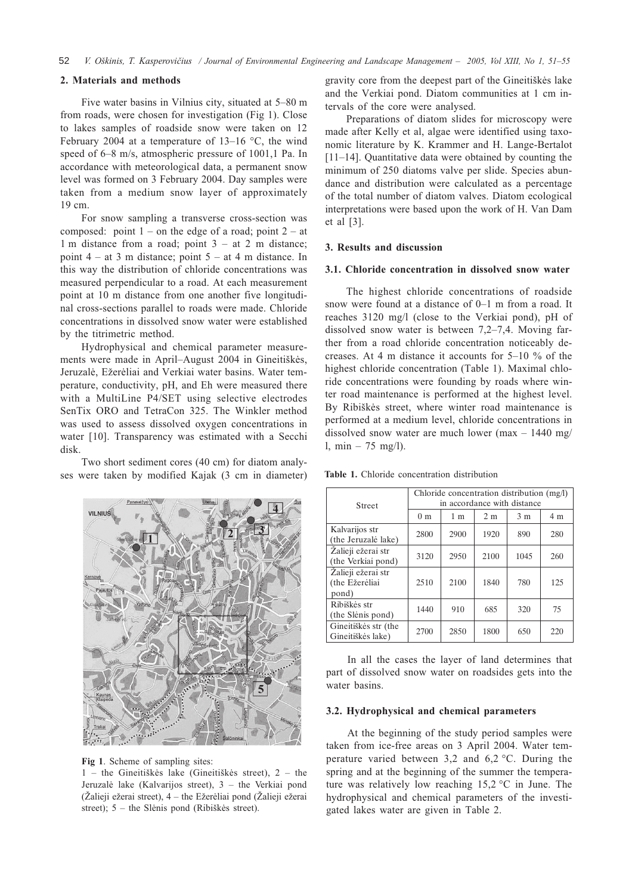## 2. Materials and methods

Five water basins in Vilnius city, situated at 5–80 m from roads, were chosen for investigation (Fig 1). Close to lakes samples of roadside snow were taken on 12 February 2004 at a temperature of 13–16 °C, the wind speed of 6–8 m/s, atmospheric pressure of 1001,1 Pa. In accordance with meteorological data, a permanent snow level was formed on 3 February 2004. Day samples were taken from a medium snow layer of approximately 19 cm.

For snow sampling a transverse cross-section was composed: point 1 – on the edge of a road; point 2 – at 1 m distance from a road; point 3 – at 2 m distance; point 4 – at 3 m distance; point 5 – at 4 m distance. In this way the distribution of chloride concentrations was measured perpendicular to a road. At each measurement point at 10 m distance from one another five longitudinal cross-sections parallel to roads were made. Chloride concentrations in dissolved snow water were established by the titrimetric method.

Hydrophysical and chemical parameter measurements were made in April–August 2004 in Gineitiškės, Jeruzalė, Ežerėliai and Verkiai water basins. Water temperature, conductivity, pH, and Eh were measured there with a MultiLine P4/SET using selective electrodes SenTix ORO and TetraCon 325. The Winkler method was used to assess dissolved oxygen concentrations in water [10]. Transparency was estimated with a Secchi disk.

Two short sediment cores (40 cm) for diatom analyses were taken by modified Kajak (3 cm in diameter) gravity core from the deepest part of the Gineitiškės lake and the Verkiai pond. Diatom communities at 1 cm intervals of the core were analysed.

Preparations of diatom slides for microscopy were made after Kelly et al, algae were identified using taxonomic literature by K. Krammer and H. Lange-Bertalot [11–14]. Quantitative data were obtained by counting the minimum of 250 diatoms valve per slide. Species abundance and distribution were calculated as a percentage of the total number of diatom valves. Diatom ecological interpretations were based upon the work of H. Van Dam et al [3].

**Fig 1**. Scheme of sampling sites:
1 – the Gineitiškės lake (Gineitiškės street), 2 – the Jeruzalė lake (Kalvarijos street), 3 – the Verkiai pond (Žalieji ežerai street), 4 – the Ežerėliai pond (Žalieji ežerai street); 5 – the Slėnis pond (Ribiškės street).

## 3. Results and discussion

### 3.1. Chloride concentration in dissolved snow water

The highest chloride concentrations of roadside snow were found at a distance of 0–1 m from a road. It reaches 3120 mg/l (close to the Verkiai pond), pH of dissolved snow water is between 7,2–7,4. Moving farther from a road chloride concentration noticeably decreases. At 4 m distance it accounts for 5–10 % of the highest chloride concentration (Table 1). Maximal chloride concentrations were founding by roads where winter road maintenance is performed at the highest level. By Ribiškės street, where winter road maintenance is performed at a medium level, chloride concentrations in dissolved snow water are much lower (max – 1440 mg/l, min – 75 mg/l).

**Table 1.** Chloride concentration distribution

| Street | Chloride concentration distribution (mg/l) in accordance with distance | | | | |
|---|---|---|---|---|---|
| | 0 m | 1 m | 2 m | 3 m | 4 m |
| Kalvarijos str (the Jeruzalė lake) | 2800 | 2900 | 1920 | 890 | 280 |
| Žalieji ežerai str (the Verkiai pond) | 3120 | 2950 | 2100 | 1045 | 260 |
| Žalieji ežerai str (the Ežerėliai pond) | 2510 | 2100 | 1840 | 780 | 125 |
| Ribiškės str (the Slėnis pond) | 1440 | 910 | 685 | 320 | 75 |
| Gineitiškės str (the Gineitiškės lake) | 2700 | 2850 | 1800 | 650 | 220 |

In all the cases the layer of land determines that part of dissolved snow water on roadsides gets into the water basins.

### 3.2. Hydrophysical and chemical parameters

At the beginning of the study period samples were taken from ice-free areas on 3 April 2004. Water temperature varied between 3,2 and 6,2 °C. During the spring and at the beginning of the summer the temperature was relatively low reaching 15,2 °C in June. The hydrophysical and chemical parameters of the investigated lakes water are given in Table 2.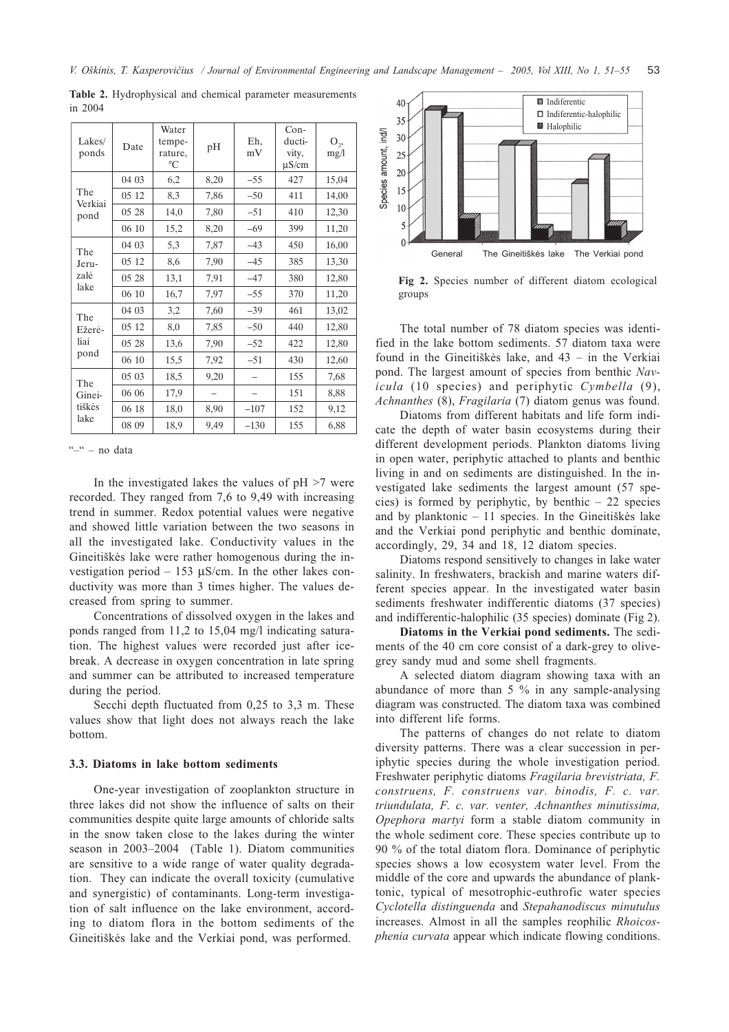**Table 2.** Hydrophysical and chemical parameter measurements in 2004

| Lakes/ponds | Date | Water temperature, °C | pH | Eh, mV | Conductivity, μS/cm | $O_2$, mg/l |
|---|---|---|---|---|---|---|
| The Verkiai pond | 04 03 | 6,2 | 8,20 | –55 | 427 | 15,04 |
| | 05 12 | 8,3 | 7,86 | –50 | 411 | 14,00 |
| | 05 28 | 14,0 | 7,80 | –51 | 410 | 12,30 |
| | 06 10 | 15,2 | 8,20 | –69 | 399 | 11,20 |
| The Jeruzalė lake | 04 03 | 5,3 | 7,87 | –43 | 450 | 16,00 |
| | 05 12 | 8,6 | 7,90 | –45 | 385 | 13,30 |
| | 05 28 | 13,1 | 7,91 | –47 | 380 | 12,80 |
| | 06 10 | 16,7 | 7,97 | –55 | 370 | 11,20 |
| The Ežerėliai pond | 04 03 | 3,2 | 7,60 | –39 | 461 | 13,02 |
| | 05 12 | 8,0 | 7,85 | –50 | 440 | 12,80 |
| | 05 28 | 13,6 | 7,90 | –52 | 422 | 12,80 |
| | 06 10 | 15,5 | 7,92 | –51 | 430 | 12,60 |
| The Gineitiškės lake | 05 03 | 18,5 | 9,20 | – | 155 | 7,68 |
| | 06 06 | 17,9 | – | – | 151 | 8,88 |
| | 06 18 | 18,0 | 8,90 | –107 | 152 | 9,12 |
| | 08 09 | 18,9 | 9,49 | –130 | 155 | 6,88 |

"–" – no data

In the investigated lakes the values of pH >7 were recorded. They ranged from 7,6 to 9,49 with increasing trend in summer. Redox potential values were negative and showed little variation between the two seasons in all the investigated lake. Conductivity values in the Gineitiškės lake were rather homogenous during the investigation period – 153 μS/cm. In the other lakes conductivity was more than 3 times higher. The values decreased from spring to summer.

Concentrations of dissolved oxygen in the lakes and ponds ranged from 11,2 to 15,04 mg/l indicating saturation. The highest values were recorded just after ice-break. A decrease in oxygen concentration in late spring and summer can be attributed to increased temperature during the period.

Secchi depth fluctuated from 0,25 to 3,3 m. These values show that light does not always reach the lake bottom.

### 3.3. Diatoms in lake bottom sediments

One-year investigation of zooplankton structure in three lakes did not show the influence of salts on their communities despite quite large amounts of chloride salts in the snow taken close to the lakes during the winter season in 2003–2004 (Table 1). Diatom communities are sensitive to a wide range of water quality degradation. They can indicate the overall toxicity (cumulative and synergistic) of contaminants. Long-term investigation of salt influence on the lake environment, according to diatom flora in the bottom sediments of the Gineitiškės lake and the Verkiai pond, was performed.

Species amount, ind/l
40
35
30
25
20
15
10
5
0
Indiferentic
Indiferentic-halophilic
Halophilic
General
The Gineitiškės lake
The Verkiai pond

**Fig 2.** Species number of different diatom ecological groups

The total number of 78 diatom species was identified in the lake bottom sediments. 57 diatom taxa were found in the Gineitiškės lake, and 43 – in the Verkiai pond. The largest amount of species from benthic *Navicula* (10 species) and periphytic *Cymbella* (9), *Achnanthes* (8), *Fragilaria* (7) diatom genus was found.

Diatoms from different habitats and life form indicate the depth of water basin ecosystems during their different development periods. Plankton diatoms living in open water, periphytic attached to plants and benthic living in and on sediments are distinguished. In the investigated lake sediments the largest amount (57 species) is formed by periphytic, by benthic – 22 species and by planktonic – 11 species. In the Gineitiškės lake and the Verkiai pond periphytic and benthic dominate, accordingly, 29, 34 and 18, 12 diatom species.

Diatoms respond sensitively to changes in lake water salinity. In freshwaters, brackish and marine waters different species appear. In the investigated water basin sediments freshwater indifferentic diatoms (37 species) and indifferentic-halophilic (35 species) dominate (Fig 2).

**Diatoms in the Verkiai pond sediments.** The sediments of the 40 cm core consist of a dark-grey to olive-grey sandy mud and some shell fragments.

A selected diatom diagram showing taxa with an abundance of more than 5 % in any sample-analysing diagram was constructed. The diatom taxa was combined into different life forms.

The patterns of changes do not relate to diatom diversity patterns. There was a clear succession in periphytic species during the whole investigation period. Freshwater periphytic diatoms *Fragilaria brevistriata, F. construens, F. construens var. binodis, F. c. var. triundulata, F. c. var. venter, Achnanthes minutissima, Opephora martyi* form a stable diatom community in the whole sediment core. These species contribute up to 90 % of the total diatom flora. Dominance of periphytic species shows a low ecosystem water level. From the middle of the core and upwards the abundance of planktonic, typical of mesotrophic-euthrofic water species *Cyclotella distinguenda* and *Stepahanodiscus minutulus* increases. Almost in all the samples reophilic *Rhoicosphenia curvata* appear which indicate flowing conditions.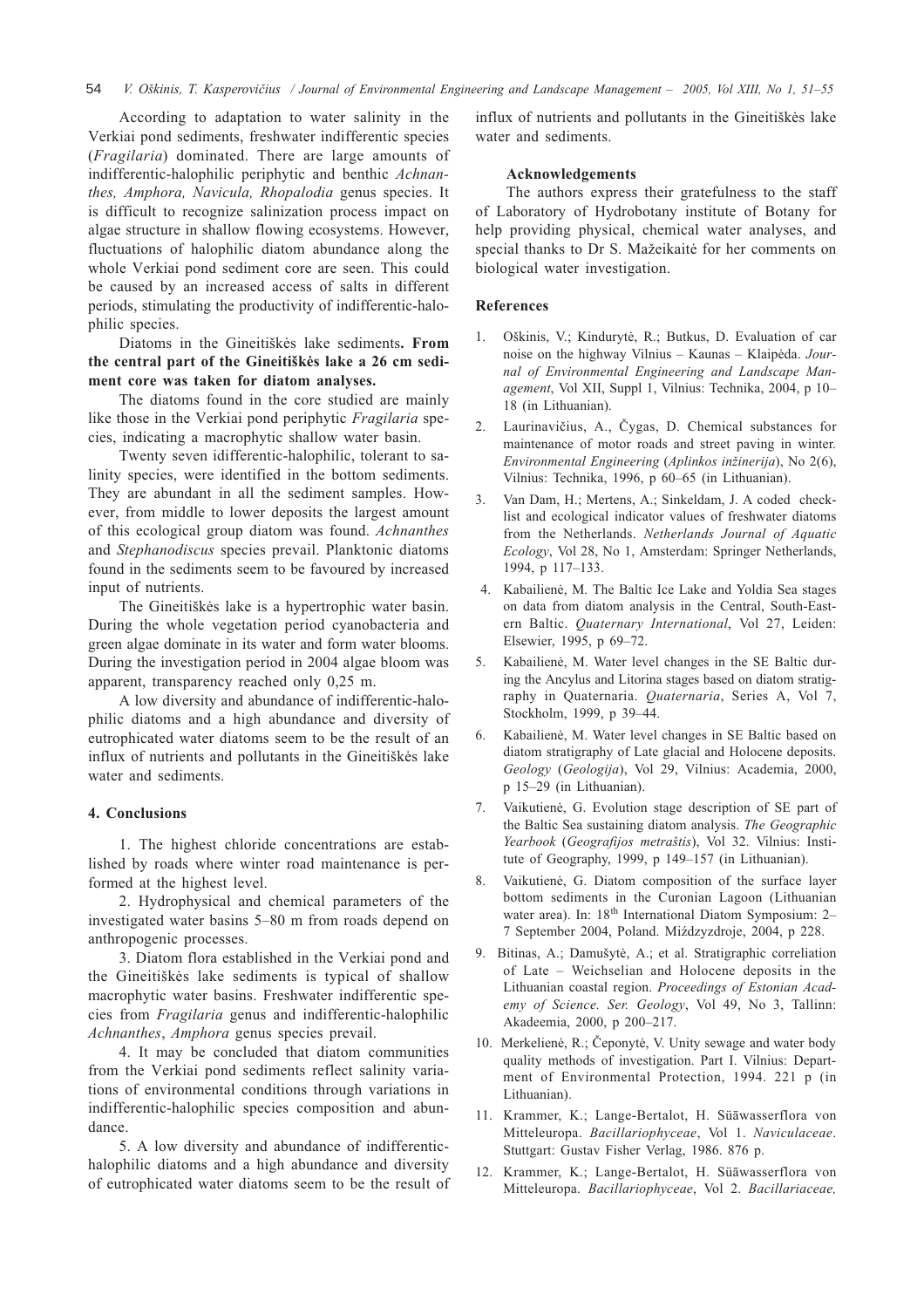According to adaptation to water salinity in the Verkiai pond sediments, freshwater indifferentic species (*Fragilaria*) dominated. There are large amounts of indifferentic-halophilic periphytic and benthic *Achnanthes, Amphora, Navicula, Rhopalodia* genus species. It is difficult to recognize salinization process impact on algae structure in shallow flowing ecosystems. However, fluctuations of halophilic diatom abundance along the whole Verkiai pond sediment core are seen. This could be caused by an increased access of salts in different periods, stimulating the productivity of indifferentic-halophilic species.

Diatoms in the Gineitiškės lake sediments**. From the central part of the Gineitiškės lake a 26 cm sediment core was taken for diatom analyses.**

The diatoms found in the core studied are mainly like those in the Verkiai pond periphytic *Fragilaria* species, indicating a macrophytic shallow water basin.

Twenty seven idifferentic-halophilic, tolerant to salinity species, were identified in the bottom sediments. They are abundant in all the sediment samples. However, from middle to lower deposits the largest amount of this ecological group diatom was found. *Achnanthes* and *Stephanodiscus* species prevail. Planktonic diatoms found in the sediments seem to be favoured by increased input of nutrients.

The Gineitiškės lake is a hypertrophic water basin. During the whole vegetation period cyanobacteria and green algae dominate in its water and form water blooms. During the investigation period in 2004 algae bloom was apparent, transparency reached only 0,25 m.

A low diversity and abundance of indifferentic-halophilic diatoms and a high abundance and diversity of eutrophicated water diatoms seem to be the result of an influx of nutrients and pollutants in the Gineitiškės lake water and sediments.

## 4. Conclusions

1. The highest chloride concentrations are established by roads where winter road maintenance is performed at the highest level.

2. Hydrophysical and chemical parameters of the investigated water basins 5–80 m from roads depend on anthropogenic processes.

3. Diatom flora established in the Verkiai pond and the Gineitiškės lake sediments is typical of shallow macrophytic water basins. Freshwater indifferentic species from *Fragilaria* genus and indifferentic-halophilic *Achnanthes*, *Amphora* genus species prevail.

4. It may be concluded that diatom communities from the Verkiai pond sediments reflect salinity variations of environmental conditions through variations in indifferentic-halophilic species composition and abundance.

5. A low diversity and abundance of indifferentic-halophilic diatoms and a high abundance and diversity of eutrophicated water diatoms seem to be the result of influx of nutrients and pollutants in the Gineitiškės lake water and sediments.

### Acknowledgements

The authors express their gratefulness to the staff of Laboratory of Hydrobotany institute of Botany for help providing physical, chemical water analyses, and special thanks to Dr S. Mažeikaitė for her comments on biological water investigation.

## References

1. Oškinis, V.; Kindurytė, R.; Butkus, D. Evaluation of car noise on the highway Vilnius – Kaunas – Klaipėda. *Journal of Environmental Engineering and Landscape Management*, Vol XII, Suppl 1, Vilnius: Technika, 2004, p 10–18 (in Lithuanian).
2. Laurinavičius, A., Čygas, D. Chemical substances for maintenance of motor roads and street paving in winter. *Environmental Engineering* (*Aplinkos inžinerija*), No 2(6), Vilnius: Technika, 1996, p 60–65 (in Lithuanian).
3. Van Dam, H.; Mertens, A.; Sinkeldam, J. A coded checklist and ecological indicator values of freshwater diatoms from the Netherlands. *Netherlands Journal of Aquatic Ecology*, Vol 28, No 1, Amsterdam: Springer Netherlands, 1994, p 117–133.
4. Kabailienė, M. The Baltic Ice Lake and Yoldia Sea stages on data from diatom analysis in the Central, South-Eastern Baltic. *Quaternary International*, Vol 27, Leiden: Elsewier, 1995, p 69–72.
5. Kabailienė, M. Water level changes in the SE Baltic during the Ancylus and Litorina stages based on diatom stratigraphy in Quaternaria. *Quaternaria*, Series A, Vol 7, Stockholm, 1999, p 39–44.
6. Kabailienė, M. Water level changes in SE Baltic based on diatom stratigraphy of Late glacial and Holocene deposits. *Geology* (*Geologija*), Vol 29, Vilnius: Academia, 2000, p 15–29 (in Lithuanian).
7. Vaikutienė, G. Evolution stage description of SE part of the Baltic Sea sustaining diatom analysis. *The Geographic Yearbook* (*Geografijos metraštis*), Vol 32. Vilnius: Institute of Geography, 1999, p 149–157 (in Lithuanian).
8. Vaikutienė, G. Diatom composition of the surface layer bottom sediments in the Curonian Lagoon (Lithuanian water area). In: 18th International Diatom Symposium: 2–7 September 2004, Poland. Miździyzdroje, 2004, p 228.
9. Bitinas, A.; Damušytė, A.; et al. Stratigraphic correliation of Late – Weichselian and Holocene deposits in the Lithuanian coastal region. *Proceedings of Estonian Academy of Science. Ser. Geology*, Vol 49, No 3, Tallinn: Akadeemia, 2000, p 200–217.
10. Merkelienė, R.; Čeponytė, V. Unity sewage and water body quality methods of investigation. Part I. Vilnius: Department of Environmental Protection, 1994. 221 p (in Lithuanian).
11. Krammer, K.; Lange-Bertalot, H. Süāwasserflora von Mitteleuropa. *Bacillariophyceae*, Vol 1. *Naviculaceae*. Stuttgart: Gustav Fisher Verlag, 1986. 876 p.
12. Krammer, K.; Lange-Bertalot, H. Süāwasserflora von Mitteleuropa. *Bacillariophyceae*, Vol 2. *Bacillariaceae,*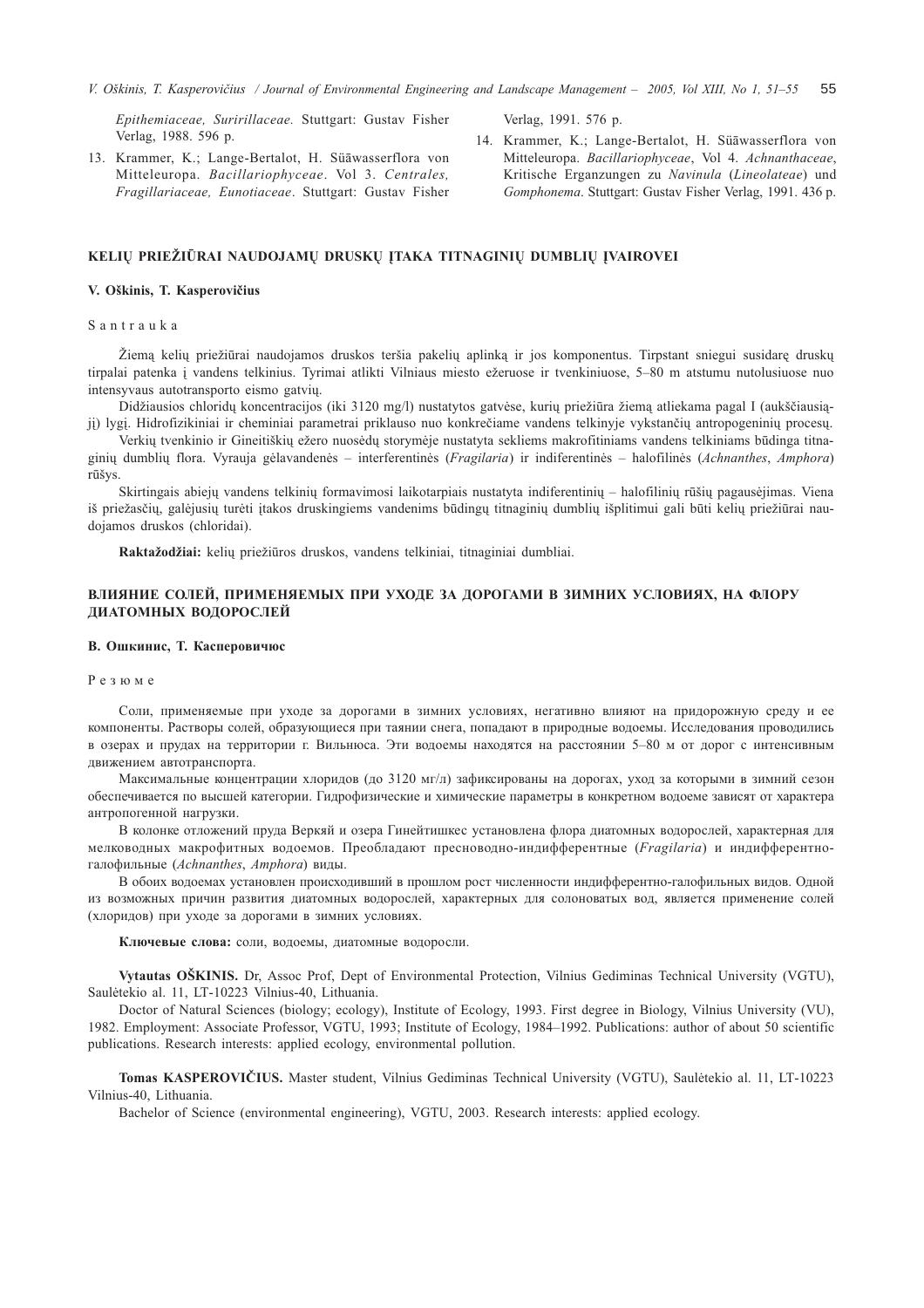*Epithemiaceae, Suririllaceae.* Stuttgart: Gustav Fisher Verlag, 1988. 596 p.

13. Krammer, K.; Lange-Bertalot, H. Süāwasserflora von Mitteleuropa. *Bacillariophyceae*. Vol 3. *Centrales, Fragillariaceae, Eunotiaceae*. Stuttgart: Gustav Fisher Verlag, 1991. 576 p.
14. Krammer, K.; Lange-Bertalot, H. Süāwasserflora von Mitteleuropa. *Bacillariophyceae*, Vol 4. *Achnanthaceae*, Kritische Erganzungen zu *Navinula* (*Lineolateae*) und *Gomphonema*. Stuttgart: Gustav Fisher Verlag, 1991. 436 p.

## KELIŲ PRIEŽIŪRAI NAUDOJAMŲ DRUSKŲ ĮTAKA TITNAGINIŲ DUMBLIŲ ĮVAIROVEI

**V. Oškinis, T. Kasperovičius**

Santrauka

Žiemą kelių priežiūrai naudojamos druskos teršia pakelių aplinką ir jos komponentus. Tirpstant sniegui susidarę druskų tirpalai patenka į vandens telkinius. Tyrimai atlikti Vilniaus miesto ežeruose ir tvenkiniuose, 5–80 m atstumu nutolusiuose nuo intensyvaus autotransporto eismo gatvių.

Didžiausios chloridų koncentracijos (iki 3120 mg/l) nustatytos gatvėse, kurių priežiūra žiemą atliekama pagal I (aukščiausiąjį) lygį. Hidrofizikiniai ir cheminiai parametrai priklauso nuo konkrečiame vandens telkinyje vykstančių antropogeninių procesų.

Verkių tvenkinio ir Gineitiškių ežero nuosėdų storymėje nustatyta sekliems makrofitiniams vandens telkiniams būdinga titnaginių dumblių flora. Vyrauja gėlavandenės – interferentinės (*Fragilaria*) ir indiferentinės – halofilinės (*Achnanthes*, *Amphora*) rūšys.

Skirtingais abiejų vandens telkinių formavimosi laikotarpiais nustatyta indiferentinių – halofilinių rūšių pagausėjimas. Viena iš priežasčių, galėjusių turėti įtakos druskingiems vandenims būdingų titnaginių dumblių išplitimui gali būti kelių priežiūrai naudojamos druskos (chloridai).

**Raktažodžiai:** kelių priežiūros druskos, vandens telkiniai, titnaginiai dumbliai.

## ВЛИЯНИЕ СОЛЕЙ, ПРИМЕНЯЕМЫХ ПРИ УХОДЕ ЗА ДОРОГАМИ В ЗИМНИХ УСЛОВИЯХ, НА ФЛОРУ ДИАТОМНЫХ ВОДОРОСЛЕЙ

**В. Ошкинис, Т. Касперовичюс**

Резюме

Соли, применяемые при уходе за дорогами в зимних условиях, негативно влияют на придорожную среду и ее компоненты. Растворы солей, образующиеся при таянии снега, попадают в природные водоемы. Исследования проводились в озерах и прудах на территории г. Вильнюса. Эти водоемы находятся на расстоянии 5–80 м от дорог с интенсивным движением автотранспорта.

Максимальные концентрации хлоридов (до 3120 мг/л) зафиксированы на дорогах, уход за которыми в зимний сезон обеспечивается по высшей категории. Гидрофизические и химические параметры в конкретном водоеме зависят от характера антропогенной нагрузки.

В колонке отложений пруда Веркяй и озера Гинейтишкес установлена флора диатомных водорослей, характерная для мелководных макрофитных водоемов. Преобладают пресноводно-индифферентные (*Fragilaria*) и индифферентно-галофильные (*Achnanthes*, *Amphora*) виды.

В обоих водоемах установлен происходивший в прошлом рост численности индифферентно-галофильных видов. Одной из возможных причин развития диатомных водорослей, характерных для солоноватых вод, является применение солей (хлоридов) при уходе за дорогами в зимних условиях.

**Ключевые слова:** соли, водоемы, диатомные водоросли.

**Vytautas OŠKINIS.** Dr, Assoc Prof, Dept of Environmental Protection, Vilnius Gediminas Technical University (VGTU), Saulėtekio al. 11, LT-10223 Vilnius-40, Lithuania.

Doctor of Natural Sciences (biology; ecology), Institute of Ecology, 1993. First degree in Biology, Vilnius University (VU), 1982. Employment: Associate Professor, VGTU, 1993; Institute of Ecology, 1984–1992. Publications: author of about 50 scientific publications. Research interests: applied ecology, environmental pollution.

**Tomas KASPEROVIČIUS.** Master student, Vilnius Gediminas Technical University (VGTU), Saulėtekio al. 11, LT-10223 Vilnius-40, Lithuania.

Bachelor of Science (environmental engineering), VGTU, 2003. Research interests: applied ecology.